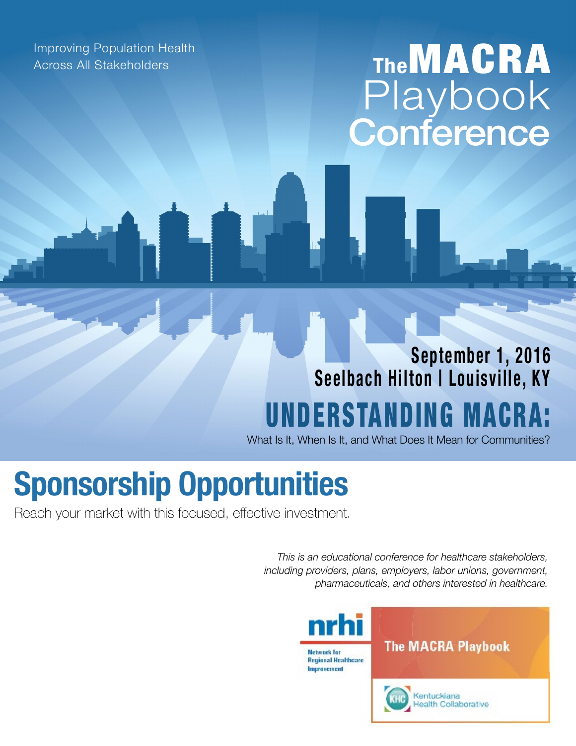Improving Population Health
Across All Stakeholders

# The MACRA Playbook Conference

**September 1, 2016**
**Seelbach Hilton | Louisville, KY**

## UNDERSTANDING MACRA:

What Is It, When Is It, and What Does It Mean for Communities?

# Sponsorship Opportunities

Reach your market with this focused, effective investment.

*This is an educational conference for healthcare stakeholders, including providers, plans, employers, labor unions, government, pharmaceuticals, and others interested in healthcare.*

nrhi
Network for Regional Healthcare Improvement

The MACRA Playbook

KHC Kentuckiana Health Collaborative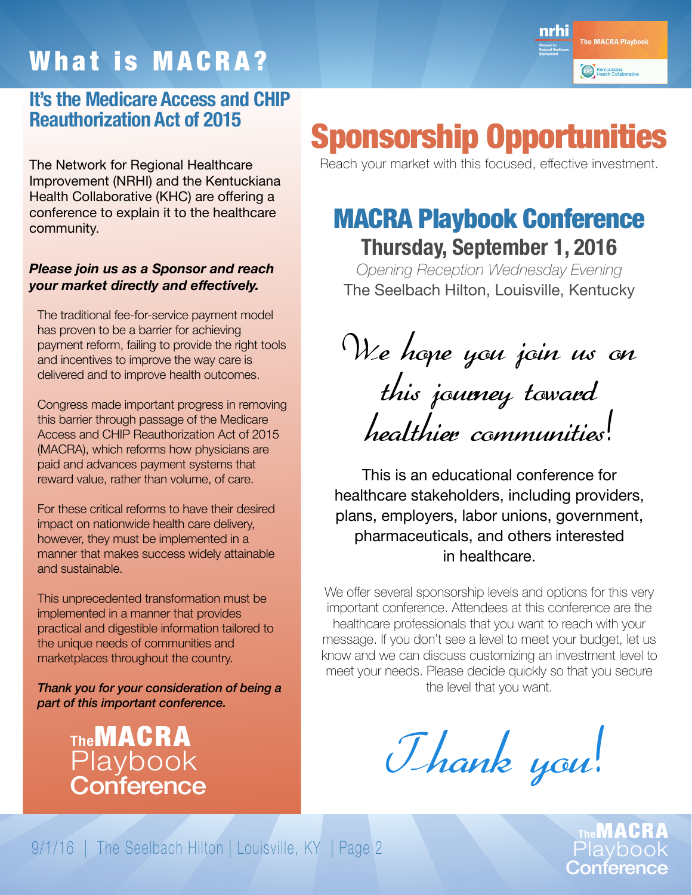# What is MACRA?

## It's the Medicare Access and CHIP Reauthorization Act of 2015

The Network for Regional Healthcare Improvement (NRHI) and the Kentuckiana Health Collaborative (KHC) are offering a conference to explain it to the healthcare community.

***Please join us as a Sponsor and reach your market directly and effectively.***

The traditional fee-for-service payment model has proven to be a barrier for achieving payment reform, failing to provide the right tools and incentives to improve the way care is delivered and to improve health outcomes.

Congress made important progress in removing this barrier through passage of the Medicare Access and CHIP Reauthorization Act of 2015 (MACRA), which reforms how physicians are paid and advances payment systems that reward value, rather than volume, of care.

For these critical reforms to have their desired impact on nationwide health care delivery, however, they must be implemented in a manner that makes success widely attainable and sustainable.

This unprecedented transformation must be implemented in a manner that provides practical and digestible information tailored to the unique needs of communities and marketplaces throughout the country.

***Thank you for your consideration of being a part of this important conference.***

The MACRA Playbook Conference

# Sponsorship Opportunities

Reach your market with this focused, effective investment.

## MACRA Playbook Conference

### Thursday, September 1, 2016

*Opening Reception Wednesday Evening*

The Seelbach Hilton, Louisville, Kentucky

*We hope you join us on this journey toward healthier communities!*

This is an educational conference for healthcare stakeholders, including providers, plans, employers, labor unions, government, pharmaceuticals, and others interested in healthcare.

We offer several sponsorship levels and options for this very important conference. Attendees at this conference are the healthcare professionals that you want to reach with your message. If you don't see a level to meet your budget, let us know and we can discuss customizing an investment level to meet your needs. Please decide quickly so that you secure the level that you want.

*Thank you!*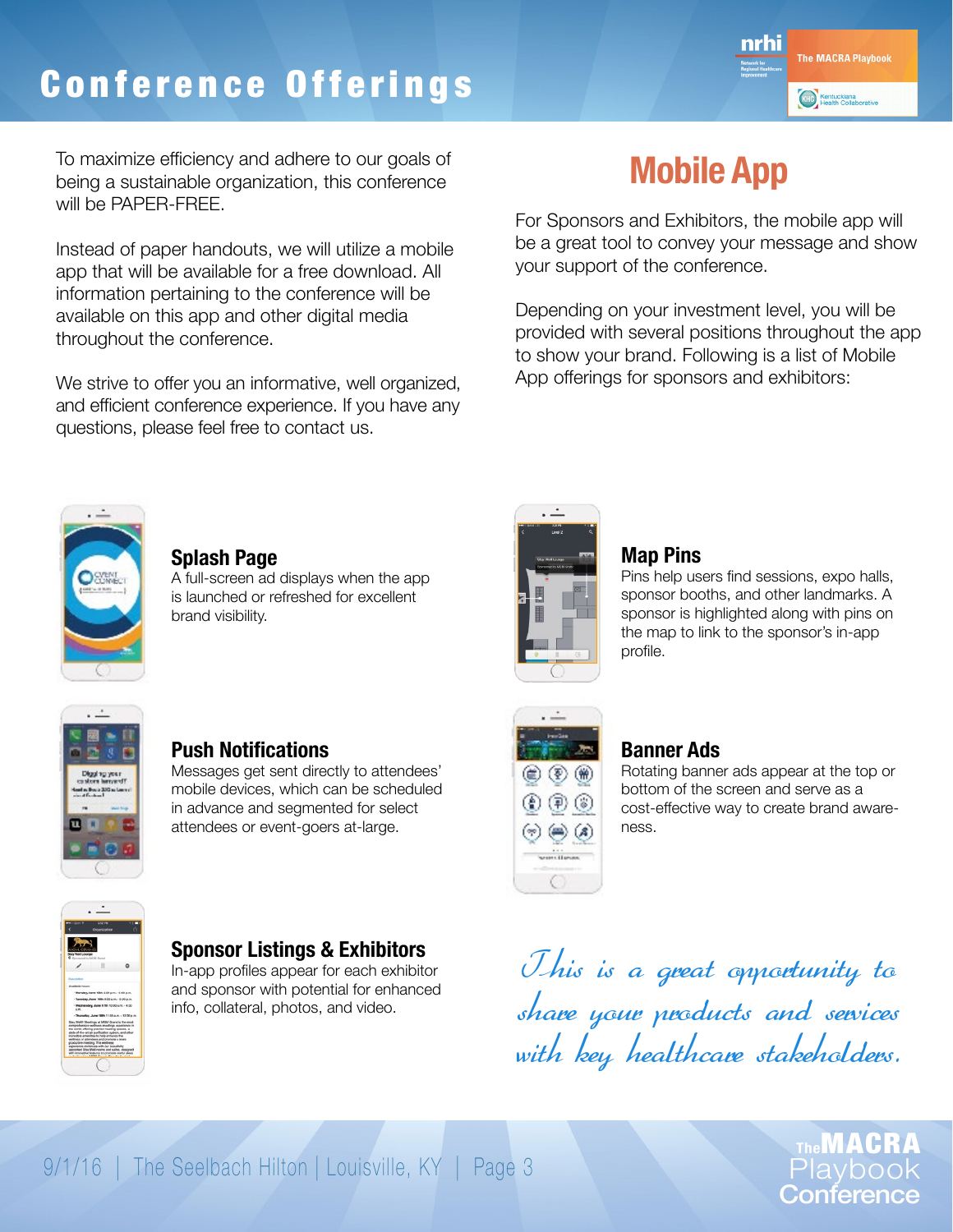# Conference Offerings

To maximize efficiency and adhere to our goals of being a sustainable organization, this conference will be PAPER-FREE.

Instead of paper handouts, we will utilize a mobile app that will be available for a free download. All information pertaining to the conference will be available on this app and other digital media throughout the conference.

We strive to offer you an informative, well organized, and efficient conference experience. If you have any questions, please feel free to contact us.

## Mobile App

For Sponsors and Exhibitors, the mobile app will be a great tool to convey your message and show your support of the conference.

Depending on your investment level, you will be provided with several positions throughout the app to show your brand. Following is a list of Mobile App offerings for sponsors and exhibitors:

### Splash Page

A full-screen ad displays when the app is launched or refreshed for excellent brand visibility.

### Map Pins

Pins help users find sessions, expo halls, sponsor booths, and other landmarks. A sponsor is highlighted along with pins on the map to link to the sponsor's in-app profile.

### Push Notifications

Messages get sent directly to attendees' mobile devices, which can be scheduled in advance and segmented for select attendees or event-goers at-large.

### Banner Ads

Rotating banner ads appear at the top or bottom of the screen and serve as a cost-effective way to create brand awareness.

### Sponsor Listings & Exhibitors

In-app profiles appear for each exhibitor and sponsor with potential for enhanced info, collateral, photos, and video.

*This is a great opportunity to share your products and services with key healthcare stakeholders.*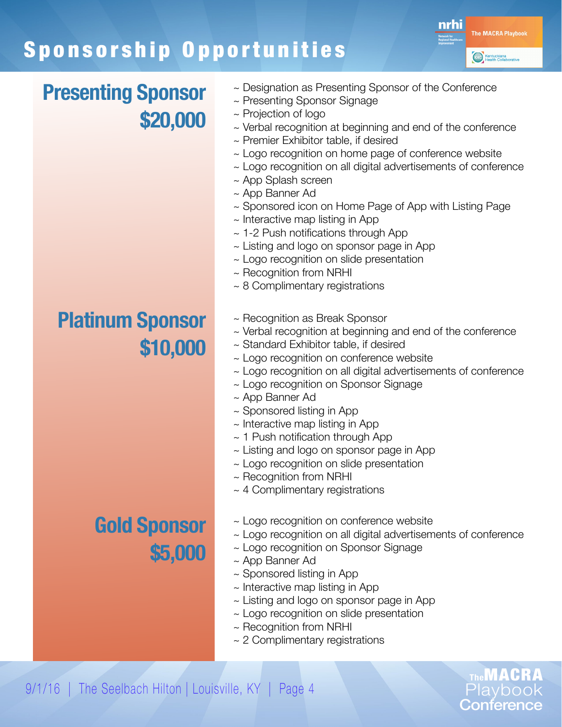# Sponsorship Opportunities

## Presenting Sponsor $20,000

- ~ Designation as Presenting Sponsor of the Conference
- ~ Presenting Sponsor Signage
- ~ Projection of logo
- ~ Verbal recognition at beginning and end of the conference
- ~ Premier Exhibitor table, if desired
- ~ Logo recognition on home page of conference website
- ~ Logo recognition on all digital advertisements of conference
- ~ App Splash screen
- ~ App Banner Ad
- ~ Sponsored icon on Home Page of App with Listing Page
- ~ Interactive map listing in App
- ~ 1-2 Push notifications through App
- ~ Listing and logo on sponsor page in App
- ~ Logo recognition on slide presentation
- ~ Recognition from NRHI
- ~ 8 Complimentary registrations

## Platinum Sponsor $10,000

- ~ Recognition as Break Sponsor
- ~ Verbal recognition at beginning and end of the conference
- ~ Standard Exhibitor table, if desired
- ~ Logo recognition on conference website
- ~ Logo recognition on all digital advertisements of conference
- ~ Logo recognition on Sponsor Signage
- ~ App Banner Ad
- ~ Sponsored listing in App
- ~ Interactive map listing in App
- ~ 1 Push notification through App
- ~ Listing and logo on sponsor page in App
- ~ Logo recognition on slide presentation
- ~ Recognition from NRHI
- ~ 4 Complimentary registrations

## Gold Sponsor $5,000

- ~ Logo recognition on conference website
- ~ Logo recognition on all digital advertisements of conference
- ~ Logo recognition on Sponsor Signage
- ~ App Banner Ad
- ~ Sponsored listing in App
- ~ Interactive map listing in App
- ~ Listing and logo on sponsor page in App
- ~ Logo recognition on slide presentation
- ~ Recognition from NRHI
- ~ 2 Complimentary registrations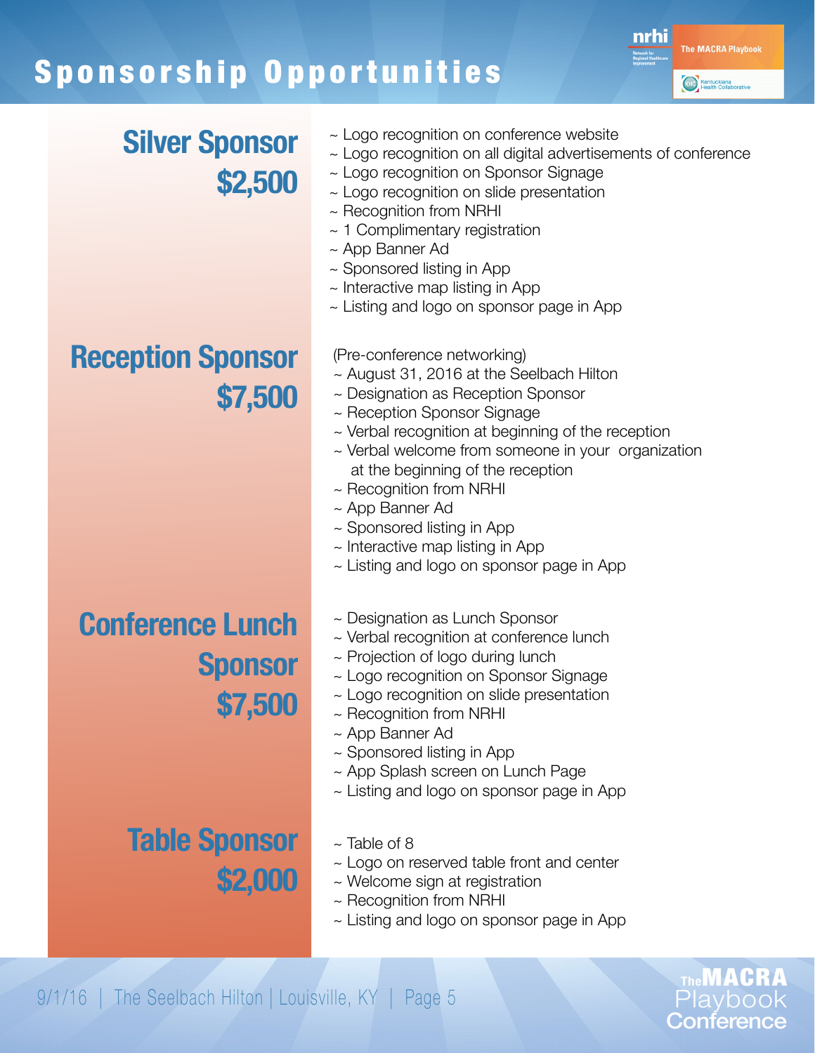# Sponsorship Opportunities

## Silver Sponsor $2,500

- ~ Logo recognition on conference website
- ~ Logo recognition on all digital advertisements of conference
- ~ Logo recognition on Sponsor Signage
- ~ Logo recognition on slide presentation
- ~ Recognition from NRHI
- ~ 1 Complimentary registration
- ~ App Banner Ad
- ~ Sponsored listing in App
- ~ Interactive map listing in App
- ~ Listing and logo on sponsor page in App

## Reception Sponsor $7,500

(Pre-conference networking)

- ~ August 31, 2016 at the Seelbach Hilton
- ~ Designation as Reception Sponsor
- ~ Reception Sponsor Signage
- ~ Verbal recognition at beginning of the reception
- ~ Verbal welcome from someone in your organization at the beginning of the reception
- ~ Recognition from NRHI
- ~ App Banner Ad
- ~ Sponsored listing in App
- ~ Interactive map listing in App
- ~ Listing and logo on sponsor page in App

## Conference Lunch Sponsor $7,500

- ~ Designation as Lunch Sponsor
- ~ Verbal recognition at conference lunch
- ~ Projection of logo during lunch
- ~ Logo recognition on Sponsor Signage
- ~ Logo recognition on slide presentation
- ~ Recognition from NRHI
- ~ App Banner Ad
- ~ Sponsored listing in App
- ~ App Splash screen on Lunch Page
- ~ Listing and logo on sponsor page in App

## Table Sponsor $2,000

- ~ Table of 8
- ~ Logo on reserved table front and center
- ~ Welcome sign at registration
- ~ Recognition from NRHI
- ~ Listing and logo on sponsor page in App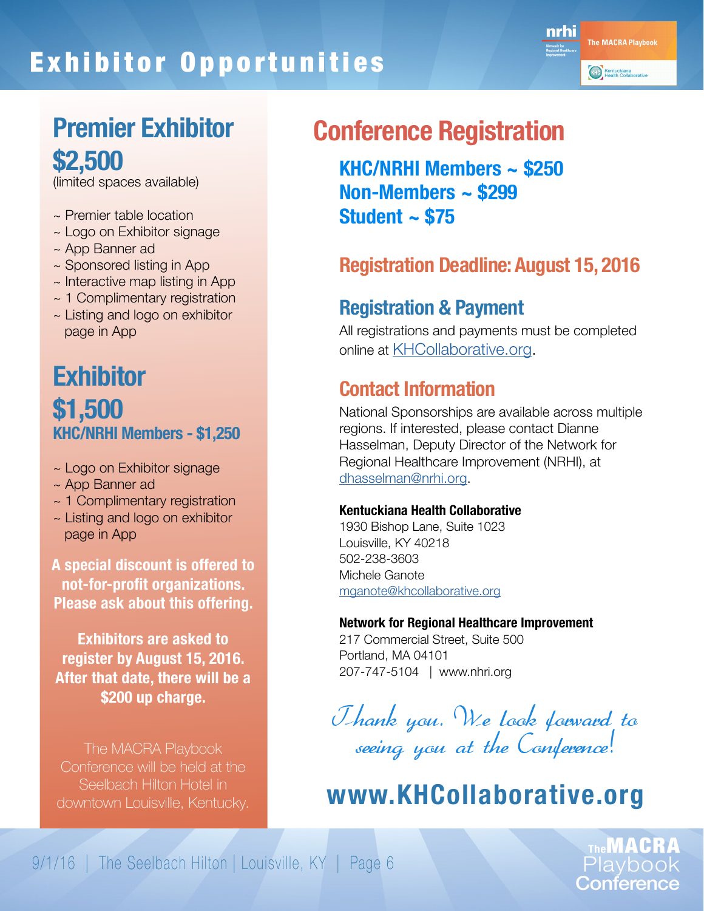# Exhibitor Opportunities

## Premier Exhibitor $2,500

(limited spaces available)

- ~ Premier table location
- ~ Logo on Exhibitor signage
- ~ App Banner ad
- ~ Sponsored listing in App
- ~ Interactive map listing in App
- ~ 1 Complimentary registration
- ~ Listing and logo on exhibitor page in App

## Exhibitor $1,500

**KHC/NRHI Members - $1,250**

- ~ Logo on Exhibitor signage
- ~ App Banner ad
- ~ 1 Complimentary registration
- ~ Listing and logo on exhibitor page in App

**A special discount is offered to not-for-profit organizations. Please ask about this offering.**

**Exhibitors are asked to register by August 15, 2016. After that date, there will be a $200 up charge.**

The MACRA Playbook Conference will be held at the Seelbach Hilton Hotel in downtown Louisville, Kentucky.

## Conference Registration

**KHC/NRHI Members ~ $250**
**Non-Members ~ $299**
**Student ~ $75**

### Registration Deadline: August 15, 2016

### Registration & Payment

All registrations and payments must be completed online at KHCollaborative.org.

### Contact Information

National Sponsorships are available across multiple regions. If interested, please contact Dianne Hasselman, Deputy Director of the Network for Regional Healthcare Improvement (NRHI), at dhasselman@nrhi.org.

**Kentuckiana Health Collaborative**
1930 Bishop Lane, Suite 1023
Louisville, KY 40218
502-238-3603
Michele Ganote
mganote@khcollaborative.org

**Network for Regional Healthcare Improvement**
217 Commercial Street, Suite 500
Portland, MA 04101
207-747-5104 | www.nhri.org

*Thank you. We look forward to seeing you at the Conference!*

**www.KHCollaborative.org**